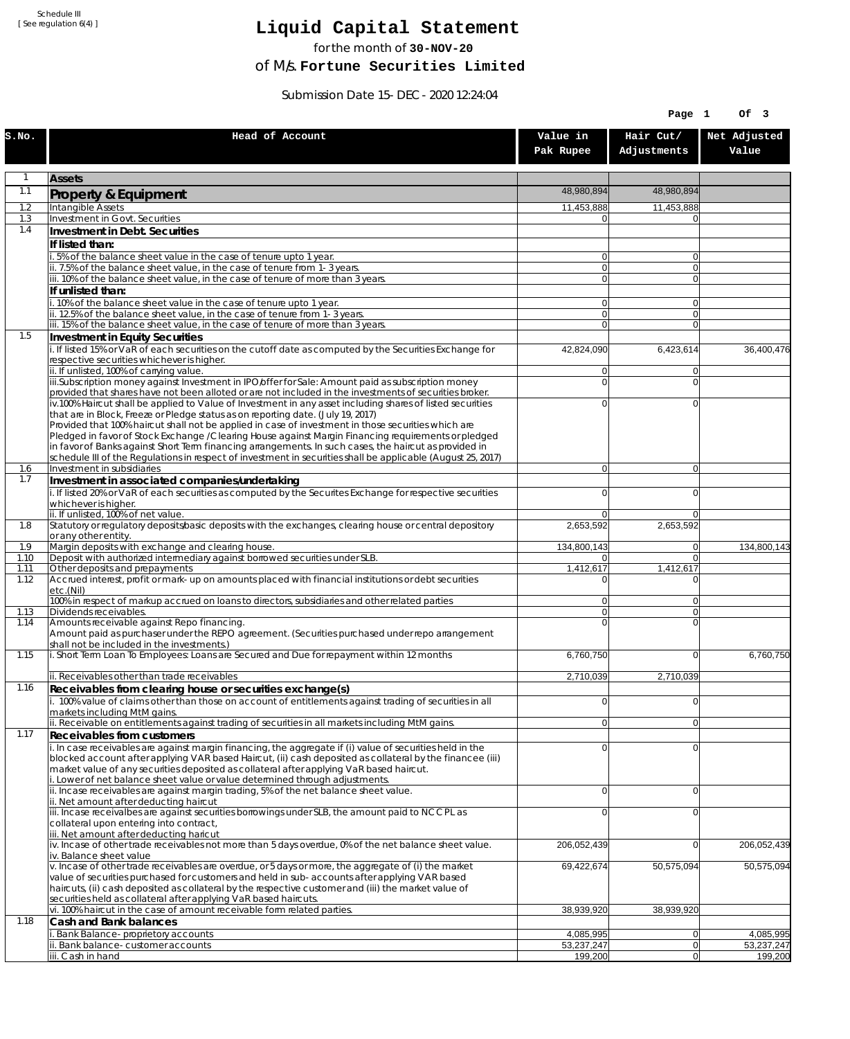Schedule III
[ See regulation 6(4) ]

# Liquid Capital Statement

for the month of **30-NOV-20**

of M/s. **Fortune Securities Limited**

Submission Date 15-DEC-2020 12:24:04

| S.No. | Head of Account | Value in Pak Rupee | Hair Cut/ Adjustments | Net Adjusted Value |
|---|---|---|---|---|
| 1 | **Assets** | | | |
| 1.1 | **Property & Equipment** | 48,980,894 | 48,980,894 | |
| 1.2 | Intangible Assets | 11,453,888 | 11,453,888 | |
| 1.3 | Investment in Govt. Securities | 0 | 0 | |
| 1.4 | **Investment in Debt. Securities** | | | |
| | **If listed than:** | | | |
| | i. 5% of the balance sheet value in the case of tenure upto 1 year. | 0 | 0 | |
| | ii. 7.5% of the balance sheet value, in the case of tenure from 1-3 years. | 0 | 0 | |
| | iii. 10% of the balance sheet value, in the case of tenure of more than 3 years. | 0 | 0 | |
| | **If unlisted than:** | | | |
| | i. 10% of the balance sheet value in the case of tenure upto 1 year. | 0 | 0 | |
| | ii. 12.5% of the balance sheet value, in the case of tenure from 1-3 years. | 0 | 0 | |
| | iii. 15% of the balance sheet value, in the case of tenure of more than 3 years. | 0 | 0 | |
| 1.5 | **Investment in Equity Securities** | | | |
| | i. If listed 15% or VaR of each securities on the cutoff date as computed by the Securities Exchange for respective securities whichever is higher. | 42,824,090 | 6,423,614 | 36,400,476 |
| | ii. If unlisted, 100% of carrying value. | 0 | 0 | |
| | iii.Subscription money against Investment in IPO/offer for Sale: Amount paid as subscription money provided that shares have not been alloted or are not included in the investments of securities broker. | 0 | 0 | |
| | iv.100% Haircut shall be applied to Value of Investment in any asset including shares of listed securities that are in Block, Freeze or Pledge status as on reporting date. (July 19, 2017) Provided that 100% haircut shall not be applied in case of investment in those securities which are Pledged in favor of Stock Exchange / Clearing House against Margin Financing requirements or pledged in favor of Banks against Short Term financing arrangements. In such cases, the haircut as provided in schedule III of the Regulations in respect of investment in securities shall be applicable (August 25, 2017) | 0 | 0 | |
| 1.6 | Investment in subsidiaries | 0 | 0 | |
| 1.7 | **Investment in associated companies/undertaking** | | | |
| | i. If listed 20% or VaR of each securities as computed by the Securites Exchange for respective securities whichever is higher. | 0 | 0 | |
| | ii. If unlisted, 100% of net value. | 0 | 0 | |
| 1.8 | Statutory or regulatory deposits/basic deposits with the exchanges, clearing house or central depository or any other entity. | 2,653,592 | 2,653,592 | |
| 1.9 | Margin deposits with exchange and clearing house. | 134,800,143 | 0 | 134,800,143 |
| 1.10 | Deposit with authorized intermediary against borrowed securities under SLB. | 0 | 0 | |
| 1.11 | Other deposits and prepayments | 1,412,617 | 1,412,617 | |
| 1.12 | Accrued interest, profit or mark-up on amounts placed with financial institutions or debt securities etc.(Nil) | 0 | 0 | |
| | 100% in respect of markup accrued on loans to directors, subsidiaries and other related parties | 0 | 0 | |
| 1.13 | Dividends receivables. | 0 | 0 | |
| 1.14 | Amounts receivable against Repo financing. Amount paid as purchaser under the REPO agreement. (Securities purchased under repo arrangement shall not be included in the investments.) | 0 | 0 | |
| 1.15 | i. Short Term Loan To Employees: Loans are Secured and Due for repayment within 12 months | 6,760,750 | 0 | 6,760,750 |
| | ii. Receivables other than trade receivables | 2,710,039 | 2,710,039 | |
| 1.16 | **Receivables from clearing house or securities exchange(s)** | | | |
| | i. 100% value of claims other than those on account of entitlements against trading of securities in all markets including MtM gains. | 0 | 0 | |
| | ii. Receivable on entitlements against trading of securities in all markets including MtM gains. | 0 | 0 | |
| 1.17 | **Receivables from customers** | | | |
| | i. In case receivables are against margin financing, the aggregate if (i) value of securities held in the blocked account after applying VAR based Haircut, (ii) cash deposited as collateral by the financee (iii) market value of any securities deposited as collateral after applying VaR based haircut. i. Lower of net balance sheet value or value determined through adjustments. | 0 | 0 | |
| | ii. Incase receivables are against margin trading, 5% of the net balance sheet value. ii. Net amount after deducting haircut | 0 | 0 | |
| | iii. Incase receivalbes are against securities borrowings under SLB, the amount paid to NCCPL as collateral upon entering into contract, iii. Net amount after deducting haricut | 0 | 0 | |
| | iv. Incase of other trade receivables not more than 5 days overdue, 0% of the net balance sheet value. iv. Balance sheet value | 206,052,439 | 0 | 206,052,439 |
| | v. Incase of other trade receivables are overdue, or 5 days or more, the aggregate of (i) the market value of securities purchased for customers and held in sub-accounts after applying VAR based haircuts, (ii) cash deposited as collateral by the respective customer and (iii) the market value of securities held as collateral after applying VaR based haircuts. | 69,422,674 | 50,575,094 | 50,575,094 |
| | vi. 100% haircut in the case of amount receivable form related parties. | 38,939,920 | 38,939,920 | |
| 1.18 | **Cash and Bank balances** | | | |
| | i. Bank Balance-proprietory accounts | 4,085,995 | 0 | 4,085,995 |
| | ii. Bank balance-customer accounts | 53,237,247 | 0 | 53,237,247 |
| | iii. Cash in hand | 199,200 | 0 | 199,200 |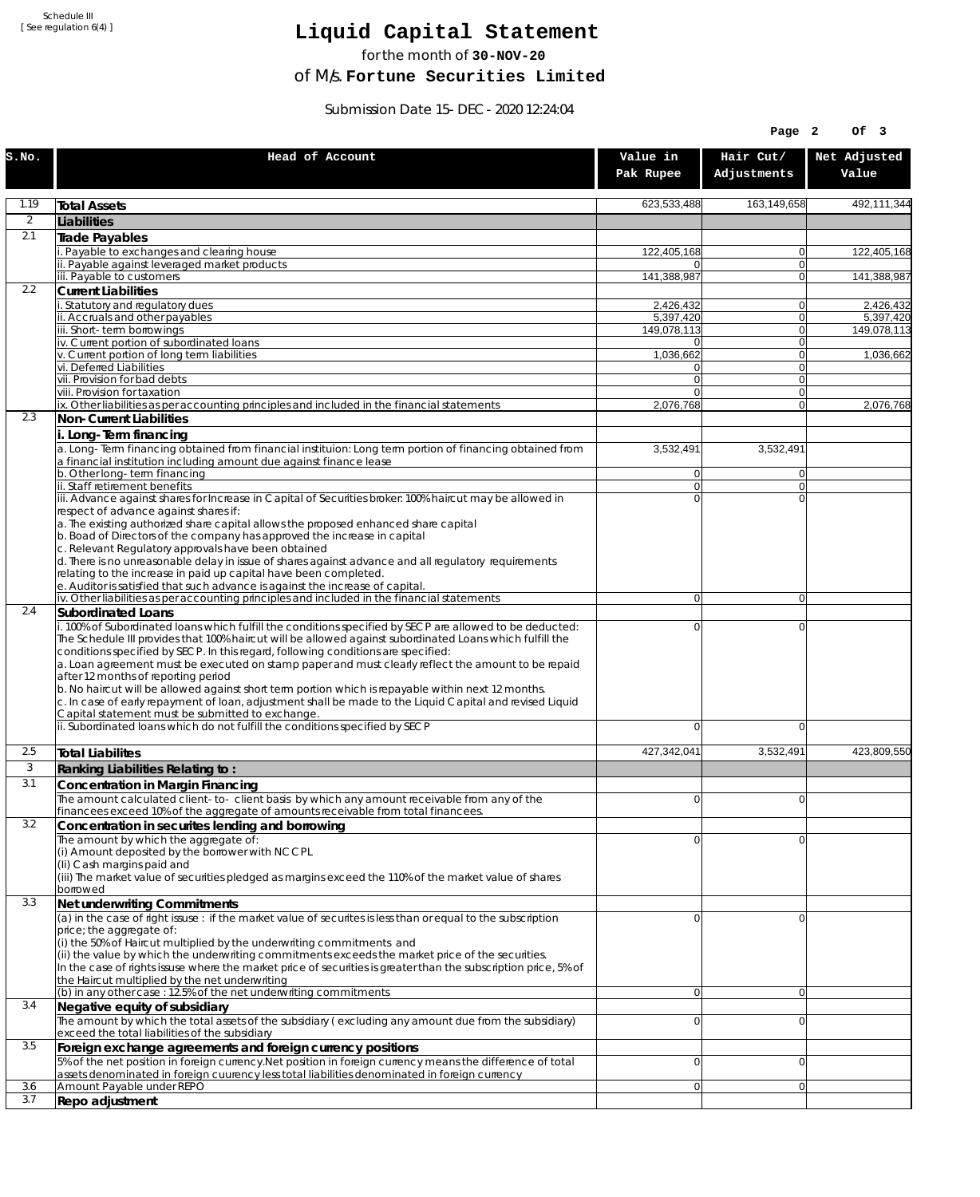Schedule III
[ See regulation 6(4) ]

# Liquid Capital Statement

for the month of **30-NOV-20**

of M/s. **Fortune Securities Limited**

Submission Date 15-DEC-2020 12:24:04

| S.No. | Head of Account | Value in Pak Rupee | Hair Cut/ Adjustments | Net Adjusted Value |
|---|---|---|---|---|
| 1.19 | **Total Assets** | 623,533,488 | 163,149,658 | 492,111,344 |
| 2 | **Liabilities** | | | |
| 2.1 | **Trade Payables** | | | |
| | i. Payable to exchanges and clearing house | 122,405,168 | 0 | 122,405,168 |
| | ii. Payable against leveraged market products | 0 | 0 | |
| | iii. Payable to customers | 141,388,987 | 0 | 141,388,987 |
| 2.2 | **Current Liabilities** | | | |
| | i. Statutory and regulatory dues | 2,426,432 | 0 | 2,426,432 |
| | ii. Accruals and other payables | 5,397,420 | 0 | 5,397,420 |
| | iii. Short-term borrowings | 149,078,113 | 0 | 149,078,113 |
| | iv. Current portion of subordinated loans | 0 | 0 | |
| | v. Current portion of long term liabilities | 1,036,662 | 0 | 1,036,662 |
| | vi. Deferred Liabilities | 0 | 0 | |
| | vii. Provision for bad debts | 0 | 0 | |
| | viii. Provision for taxation | 0 | 0 | |
| | ix. Other liabilities as per accounting principles and included in the financial statements | 2,076,768 | 0 | 2,076,768 |
| 2.3 | **Non-Current Liabilities** | | | |
| | i. Long-Term financing | | | |
| | a. Long-Term financing obtained from financial instituion: Long term portion of financing obtained from a financial institution including amount due against finance lease | 3,532,491 | 3,532,491 | |
| | b. Other long-term financing | 0 | 0 | |
| | ii. Staff retirement benefits | 0 | 0 | |
| | iii. Advance against shares for Increase in Capital of Securities broker: 100% haircut may be allowed in respect of advance against shares if:<br>a. The existing authorized share capital allows the proposed enhanced share capital<br>b. Boad of Directors of the company has approved the increase in capital<br>c. Relevant Regulatory approvals have been obtained<br>d. There is no unreasonable delay in issue of shares against advance and all regulatory requirements relating to the increase in paid up capital have been completed.<br>e. Auditor is satisfied that such advance is against the increase of capital. | 0 | 0 | |
| | iv. Other liabilities as per accounting principles and included in the financial statements | 0 | 0 | |
| 2.4 | **Subordinated Loans** | | | |
| | i. 100% of Subordinated loans which fulfill the conditions specified by SECP are allowed to be deducted: The Schedule III provides that 100% haircut will be allowed against subordinated Loans which fulfill the conditions specified by SECP. In this regard, following conditions are specified:<br>a. Loan agreement must be executed on stamp paper and must clearly reflect the amount to be repaid after 12 months of reporting period<br>b. No haircut will be allowed against short term portion which is repayable within next 12 months.<br>c. In case of early repayment of loan, adjustment shall be made to the Liquid Capital and revised Liquid Capital statement must be submitted to exchange. | 0 | 0 | |
| | ii. Subordinated loans which do not fulfill the conditions specified by SECP | 0 | 0 | |
| 2.5 | **Total Liabilites** | 427,342,041 | 3,532,491 | 423,809,550 |
| 3 | **Ranking Liabilities Relating to :** | | | |
| 3.1 | **Concentration in Margin Financing** | | | |
| | The amount calculated client-to- client basis by which any amount receivable from any of the financees exceed 10% of the aggregate of amounts receivable from total financees. | 0 | 0 | |
| 3.2 | **Concentration in securites lending and borrowing** | | | |
| | The amount by which the aggregate of:<br>(i) Amount deposited by the borrower with NCCPL<br>(Ii) Cash margins paid and<br>(iii) The market value of securities pledged as margins exceed the 110% of the market value of shares borrowed | 0 | 0 | |
| 3.3 | **Net underwriting Commitments** | | | |
| | (a) in the case of right issuse : if the market value of securites is less than or equal to the subscription price; the aggregate of:<br>(i) the 50% of Haircut multiplied by the underwriting commitments and<br>(ii) the value by which the underwriting commitments exceeds the market price of the securities.<br>In the case of rights issuse where the market price of securities is greater than the subscription price, 5% of the Haircut multiplied by the net underwriting | 0 | 0 | |
| | (b) in any other case : 12.5% of the net underwriting commitments | 0 | 0 | |
| 3.4 | **Negative equity of subsidiary** | | | |
| | The amount by which the total assets of the subsidiary ( excluding any amount due from the subsidiary) exceed the total liabilities of the subsidiary | 0 | 0 | |
| 3.5 | **Foreign exchange agreements and foreign currency positions** | | | |
| | 5% of the net position in foreign currency.Net position in foreign currency means the difference of total assets denominated in foreign cuurency less total liabilities denominated in foreign currency | 0 | 0 | |
| 3.6 | Amount Payable under REPO | 0 | 0 | |
| 3.7 | **Repo adjustment** | | | |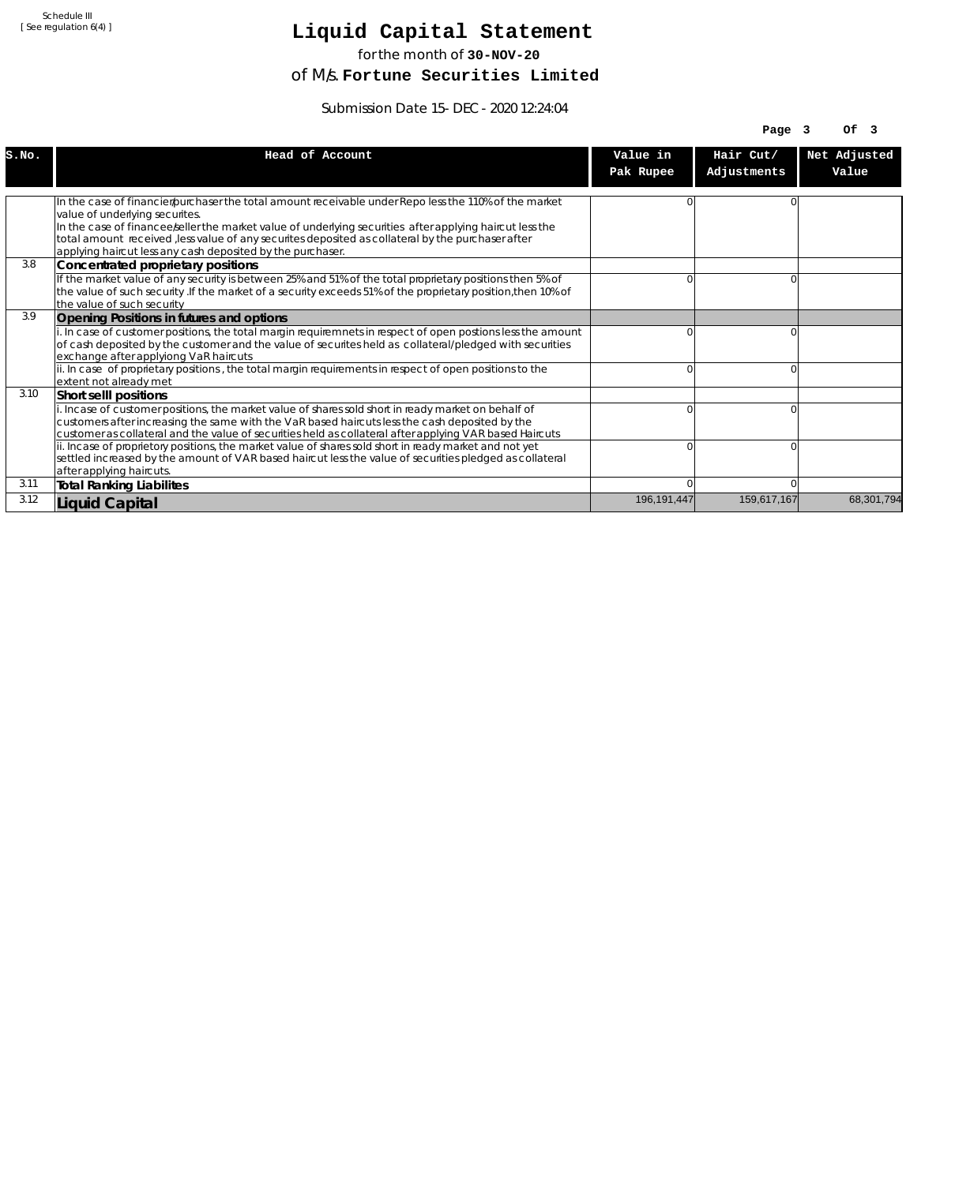Schedule III
[ See regulation 6(4) ]

# Liquid Capital Statement

for the month of **30-NOV-20**

of M/s. **Fortune Securities Limited**

Submission Date 15-DEC-2020 12:24:04

| S.No. | Head of Account | Value in Pak Rupee | Hair Cut/ Adjustments | Net Adjusted Value |
|---|---|---|---|---|
| | In the case of financier/purchaser the total amount receivable under Repo less the 110% of the market value of underlying securities. In the case of financee/seller the market value of underlying securities after applying haircut less the total amount received ,less value of any securites deposited as collateral by the purchaser after applying haircut less any cash deposited by the purchaser. | 0 | 0 | |
| 3.8 | **Concentrated proprietary positions** | | | |
| | If the market value of any security is between 25% and 51% of the total proprietary positions then 5% of the value of such security .If the market of a security exceeds 51% of the proprietary position,then 10% of the value of such security | 0 | 0 | |
| 3.9 | **Opening Positions in futures and options** | | | |
| | i. In case of customer positions, the total margin requiremnets in respect of open postions less the amount of cash deposited by the customer and the value of securites held as collateral/ pledged with securities exchange after applyiong VaR haircuts | 0 | 0 | |
| | ii. In case of proprietary positions , the total margin requirements in respect of open positions to the extent not already met | 0 | 0 | |
| 3.10 | **Short selll positions** | | | |
| | i. Incase of customer positions, the market value of shares sold short in ready market on behalf of customers after increasing the same with the VaR based haircuts less the cash deposited by the customer as collateral and the value of securities held as collateral after applying VAR based Haircuts | 0 | 0 | |
| | ii. Incase of proprietory positions, the market value of shares sold short in ready market and not yet settled increased by the amount of VAR based haircut less the value of securities pledged as collateral after applying haircuts. | 0 | 0 | |
| 3.11 | **Total Ranking Liabilites** | 0 | 0 | |
| 3.12 | **Liquid Capital** | 196,191,447 | 159,617,167 | 68,301,794 |